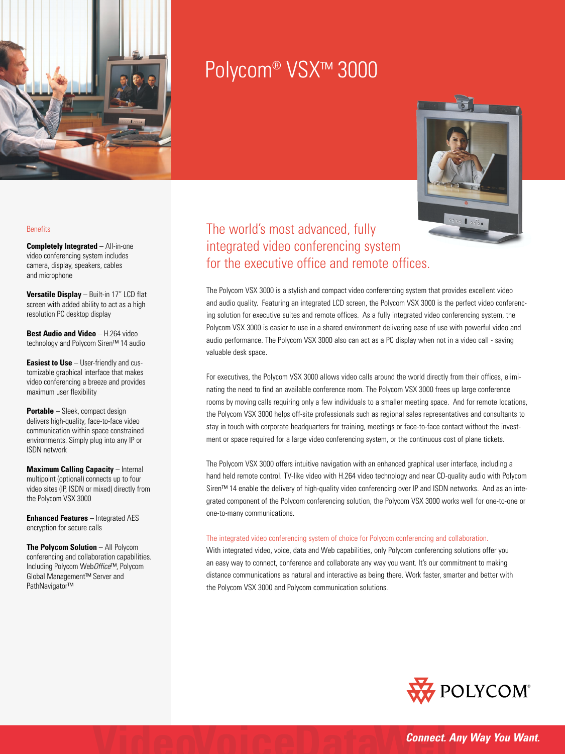# Polycom® VSX™ 3000

## The world's most advanced, fully integrated video conferencing system for the executive office and remote offices.

The Polycom VSX 3000 is a stylish and compact video conferencing system that provides excellent video and audio quality. Featuring an integrated LCD screen, the Polycom VSX 3000 is the perfect video conferencing solution for executive suites and remote offices. As a fully integrated video conferencing system, the Polycom VSX 3000 is easier to use in a shared environment delivering ease of use with powerful video and audio performance. The Polycom VSX 3000 also can act as a PC display when not in a video call - saving valuable desk space.

For executives, the Polycom VSX 3000 allows video calls around the world directly from their offices, eliminating the need to find an available conference room. The Polycom VSX 3000 frees up large conference rooms by moving calls requiring only a few individuals to a smaller meeting space. And for remote locations, the Polycom VSX 3000 helps off-site professionals such as regional sales representatives and consultants to stay in touch with corporate headquarters for training, meetings or face-to-face contact without the investment or space required for a large video conferencing system, or the continuous cost of plane tickets.

The Polycom VSX 3000 offers intuitive navigation with an enhanced graphical user interface, including a hand held remote control. TV-like video with H.264 video technology and near CD-quality audio with Polycom Siren™ 14 enable the delivery of high-quality video conferencing over IP and ISDN networks. And as an integrated component of the Polycom conferencing solution, the Polycom VSX 3000 works well for one-to-one or one-to-many communications.

### The integrated video conferencing system of choice for Polycom conferencing and collaboration.

With integrated video, voice, data and Web capabilities, only Polycom conferencing solutions offer you an easy way to connect, conference and collaborate any way you want. It's our commitment to making distance communications as natural and interactive as being there. Work faster, smarter and better with the Polycom VSX 3000 and Polycom communication solutions.

### Benefits

**Completely Integrated** – All-in-one video conferencing system includes camera, display, speakers, cables and microphone

**Versatile Display** – Built-in 17" LCD flat screen with added ability to act as a high resolution PC desktop display

**Best Audio and Video** – H.264 video technology and Polycom Siren™ 14 audio

**Easiest to Use** – User-friendly and customizable graphical interface that makes video conferencing a breeze and provides maximum user flexibility

**Portable** – Sleek, compact design delivers high-quality, face-to-face video communication within space constrained environments. Simply plug into any IP or ISDN network

**Maximum Calling Capacity** – Internal multipoint (optional) connects up to four video sites (IP, ISDN or mixed) directly from the Polycom VSX 3000

**Enhanced Features** – Integrated AES encryption for secure calls

**The Polycom Solution** – All Polycom conferencing and collaboration capabilities. Including Polycom Web*Office*™, Polycom Global Management™ Server and PathNavigator™

POLYCOM®

***Connect. Any Way You Want.***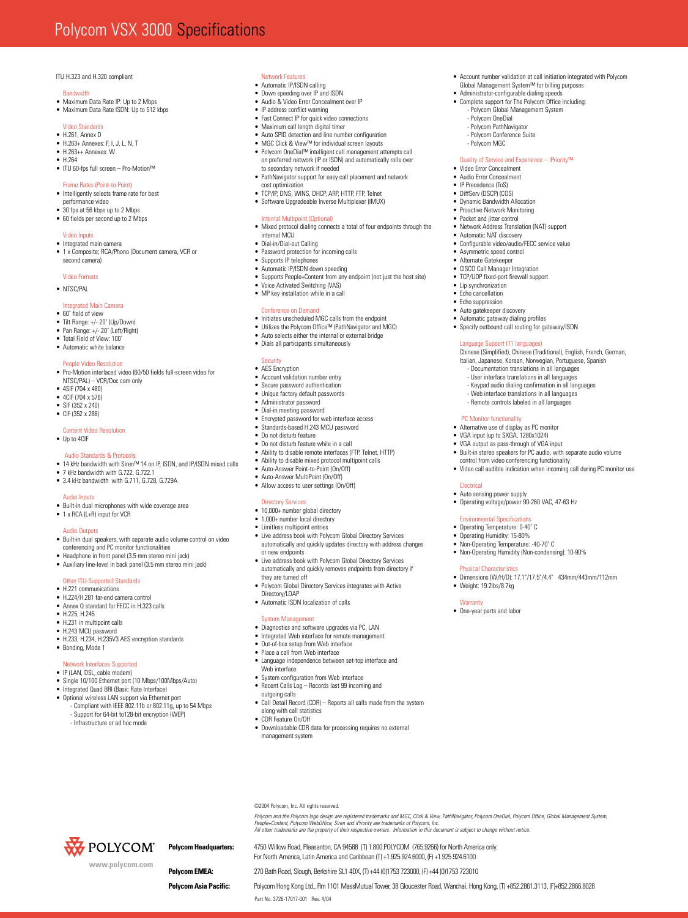# Polycom VSX 3000 Specifications

ITU H.323 and H.320 compliant

### Bandwidth

- Maximum Data Rate IP: Up to 2 Mbps
- Maximum Data Rate ISDN: Up to 512 kbps

### Video Standards

- H.261, Annex D
- H.263+ Annexes: F, I, J, L, N, T
- H.263++ Annexes: W
- H.264
- ITU 60-fps full screen – Pro-Motion™

### Frame Rates (Point-to-Point)

- Intelligently selects frame rate for best performance video
- 30 fps at 56 kbps up to 2 Mbps
- 60 fields per second up to 2 Mbps

### Video Inputs

- Integrated main camera
- 1 x Composite; RCA/Phono (Document camera, VCR or second camera)

### Video Formats

- NTSC/PAL

### Integrated Main Camera

- 60° field of view
- Tilt Range: +/- 20° (Up/Down)
- Pan Range: +/- 20° (Left/Right)
- Total Field of View: 100°
- Automatic white balance

### People Video Resolution

- Pro-Motion interlaced video (60/50 fields full-screen video for NTSC/PAL) – VCR/Doc cam only
- 4SIF (704 x 480)
- 4CIF (704 x 576)
- SIF (352 x 240)
- CIF (352 x 288)

### Content Video Resolution

- Up to 4CIF

### Audio Standards & Protocols

- 14 kHz bandwidth with Siren™ 14 on IP, ISDN, and IP/ISDN mixed calls
- 7 kHz bandwidth with G.722, G.722.1
- 3.4 kHz bandwidth with G.711, G.728, G.729A

### Audio Inputs

- Built-in dual microphones with wide coverage area
- 1 x RCA (L+R) input for VCR

### Audio Outputs

- Built-in dual speakers, with separate audio volume control on video conferencing and PC monitor functionalities
- Headphone in front panel (3.5 mm stereo mini jack)
- Auxiliary line-level in back panel (3.5 mm stereo mini jack)

### Other ITU-Supported Standards

- H.221 communications
- H.224/H.281 far-end camera control
- Annex Q standard for FECC in H.323 calls
- H.225, H.245
- H.231 in multipoint calls
- H.243 MCU password
- H.233, H.234, H.235V3 AES encryption standards
- Bonding, Mode 1

### Network Interfaces Supported

- IP (LAN, DSL, cable modem)
- Single 10/100 Ethernet port (10 Mbps/100Mbps/Auto)
- Integrated Quad BRI (Basic Rate Interface)
- Optional wireless LAN support via Ethernet port
  - Compliant with IEEE 802.11b or 802.11g, up to 54 Mbps
  - Support for 64-bit to128-bit encryption (WEP)
  - Infrastructure or ad hoc mode

### Network Features

- Automatic IP/ISDN calling
- Down speeding over IP and ISDN
- Audio & Video Error Concealment over IP
- IP address conflict warning
- Fast Connect IP for quick video connections
- Maximum call length digital timer
- Auto SPID detection and line number configuration
- MGC Click & View™ for individual screen layouts
- Polycom OneDial™ intelligent call management attempts call on preferred network (IP or ISDN) and automatically rolls over to secondary network if needed
- PathNavigator support for easy call placement and network cost optimization
- TCP/IP, DNS, WINS, DHCP, ARP, HTTP, FTP, Telnet
- Software Upgradeable Inverse Multiplexer (IMUX)

### Internal Multipoint (Optional)

- Mixed protocol dialing connects a total of four endpoints through the internal MCU
- Dial-in/Dial-out Calling
- Password protection for incoming calls
- Supports IP telephones
- Automatic IP/ISDN down speeding
- Supports People+Content from any endpoint (not just the host site)
- Voice Activated Switching (VAS)
- MP key installation while in a call

### Conference on Demand

- Initiates unscheduled MGC calls from the endpoint
- Utilizes the Polycom Office™ (PathNavigator and MGC)
- Auto selects either the internal or external bridge
- Dials all participants simultaneously

### Security

- AES Encryption
- Account validation number entry
- Secure password authentication
- Unique factory default passwords
- Administrator password
- Dial-in meeting password
- Encrypted password for web interface access
- Standards-based H.243 MCU password
- Do not disturb feature
- Do not disturb feature while in a call
- Ability to disable remote interfaces (FTP, Telnet, HTTP)
- Ability to disable mixed protocol multipoint calls
- Auto-Answer Point-to-Point (On/Off)
- Auto-Answer MultiPoint (On/Off)
- Allow access to user settings (On/Off)

### Directory Services

- 10,000+ number global directory
- 1,000+ number local directory
- Limitless multipoint entries
- Live address book with Polycom Global Directory Services automatically and quickly updates directory with address changes or new endpoints
- Live address book with Polycom Global Directory Services automatically and quickly removes endpoints from directory if they are turned off
- Polycom Global Directory Services integrates with Active Directory/LDAP
- Automatic ISDN localization of calls

### System Management

- Diagnostics and software upgrades via PC, LAN
- Integrated Web interface for remote management
- Out-of-box setup from Web interface
- Place a call from Web interface
- Language independence between set-top interface and Web interface
- System configuration from Web interface
- Recent Calls Log – Records last 99 incoming and outgoing calls
- Call Detail Record (CDR) – Reports all calls made from the system along with call statistics
- CDR Feature On/Off
- Downloadable CDR data for processing requires no external management system
- Account number validation at call initiation integrated with Polycom Global Management System™ for billing purposes
- Administrator-configurable dialing speeds
- Complete support for The Polycom Office including:
  - Polycom Global Management System
  - Polycom OneDial
  - Polycom PathNavigator
  - Polycom Conference Suite
  - Polycom MGC

### Quality of Service and Experience – iPriority™

- Video Error Concealment
- Audio Error Concealment
- IP Precedence (ToS)
- DiffServ (DSCP) (COS)
- Dynamic Bandwidth Allocation
- Proactive Network Monitoring
- Packet and jitter control
- Network Address Translation (NAT) support
- Automatic NAT discovery
- Configurable video/audio/FECC service value
- Asymmetric speed control
- Alternate Gatekeeper
- CISCO Call Manager Integration
- TCP/UDP fixed-port firewall support
- Lip synchronization
- Echo cancellation
- Echo suppression
- Auto gatekeeper discovery
- Automatic gateway dialing profiles
- Specify outbound call routing for gateway/ISDN

### Language Support (11 languages)

Chinese (Simplified), Chinese (Traditional), English, French, German, Italian, Japanese, Korean, Norwegian, Portuguese, Spanish

- Documentation translations in all languages
- User interface translations in all languages
- Keypad audio dialing confirmation in all languages
- Web interface translations in all languages
- Remote controls labeled in all languages

### PC Monitor functionality

- Alternative use of display as PC monitor
- VGA input (up to SXGA, 1280x1024)
- VGA output as pass-through of VGA input
- Built-in stereo speakers for PC audio, with separate audio volume control from video conferencing functionality
- Video call audible indication when incoming call during PC monitor use

### Electrical

- Auto sensing power supply
- Operating voltage/power 90-260 VAC, 47-63 Hz

### Environmental Specifications

- Operating Temperature: 0-40° C
- Operating Humidity: 15-80%
- Non-Operating Temperature: -40-70° C
- Non-Operating Humidity (Non-condensing): 10-90%

### Physical Characteristics

- Dimensions (W/H/D): 17.1"/17.5"/4.4" 434mm/443mm/112mm
- Weight: 19.2lbs/8.7kg

### Warranty

- One-year parts and labor

©2004 Polycom, Inc. All rights reserved.

*Polycom and the Polycom logo design are registered trademarks and MGC, Click & View, PathNavigator, Polycom OneDial, Polycom Office, Global Management System, People+Content, Polycom WebOffice, Siren and iPriority are trademarks of Polycom, Inc. All other trademarks are the property of their respective owners. Information in this document is subject to change without notice.*

POLYCOM®
www.polycom.com

**Polycom Headquarters:** 4750 Willow Road, Pleasanton, CA 94588 (T) 1.800.POLYCOM (765.9266) for North America only. For North America, Latin America and Caribbean (T) +1.925.924.6000, (F) +1.925.924.6100

**Polycom EMEA:** 270 Bath Road, Slough, Berkshire SL1 4DX, (T) +44 (0)1753 723000, (F) +44 (0)1753 723010

**Polycom Asia Pacific:** Polycom Hong Kong Ltd., Rm 1101 MassMutual Tower, 38 Gloucester Road, Wanchai, Hong Kong, (T) +852.2861.3113, (F)+852.2866.8028

Part No. 3726-17017-001 Rev. 4/04